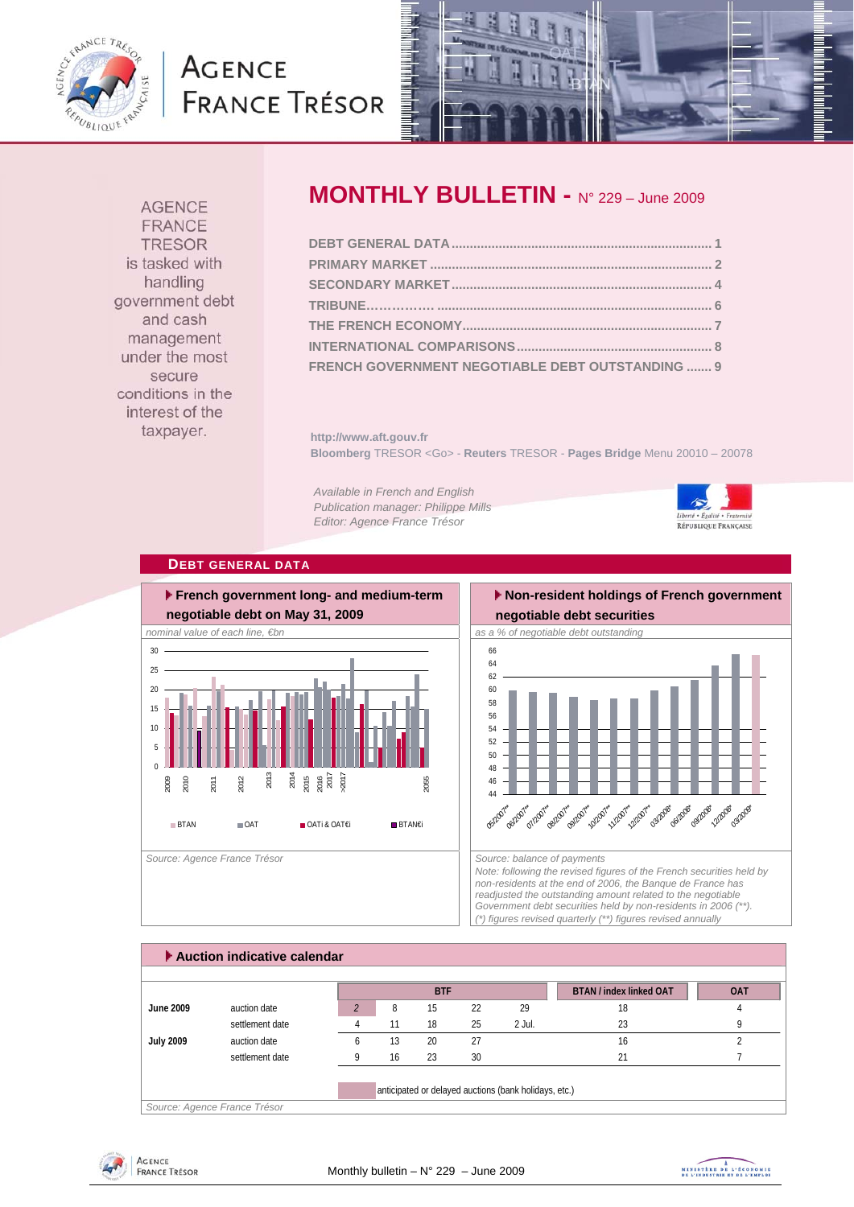AGENCE FRANCE TRESOR is tasked with handling government debt and cash management under the most secure conditions in the interest of the taxpayer.

# MONTHLY BULLETIN - N° 229 – June 2009

DEBT GENERAL DATA ........ 1
PRIMARY MARKET ........ 2
SECONDARY MARKET ........ 4
TRIBUNE........ 6
THE FRENCH ECONOMY ........ 7
INTERNATIONAL COMPARISONS ........ 8
FRENCH GOVERNMENT NEGOTIABLE DEBT OUTSTANDING ....... 9

http://www.aft.gouv.fr
**Bloomberg** TRESOR <Go> - **Reuters** TRESOR - **Pages Bridge** Menu 20010 – 20078

*Available in French and English*
*Publication manager: Philippe Mills*
*Editor: Agence France Trésor*

## DEBT GENERAL DATA

### French government long- and medium-term negotiable debt on May 31, 2009

*nominal value of each line, €bn*

Legend: BTAN, OAT, OATi & OAT€i, BTAN€i

*Source: Agence France Trésor*

### Non-resident holdings of French government negotiable debt securities

*as a % of negotiable debt outstanding*

*Source: balance of payments*
*Note: following the revised figures of the French securities held by non-residents at the end of 2006, the Banque de France has readjusted the outstanding amount related to the negotiable Government debt securities held by non-residents in 2006 (\*\*).*
*(\*) figures revised quarterly (\*\*) figures revised annually*

### Auction indicative calendar

| | | BTF | | | | | BTAN / index linked OAT | OAT |
|---|---|---|---|---|---|---|---|---|
| **June 2009** | auction date | 2 | 8 | 15 | 22 | 29 | 18 | 4 |
| | settlement date | 4 | 11 | 18 | 25 | 2 Jul. | 23 | 9 |
| **July 2009** | auction date | 6 | 13 | 20 | 27 | | 16 | 2 |
| | settlement date | 9 | 16 | 23 | 30 | | 21 | 7 |

anticipated or delayed auctions (bank holidays, etc.)

*Source: Agence France Trésor*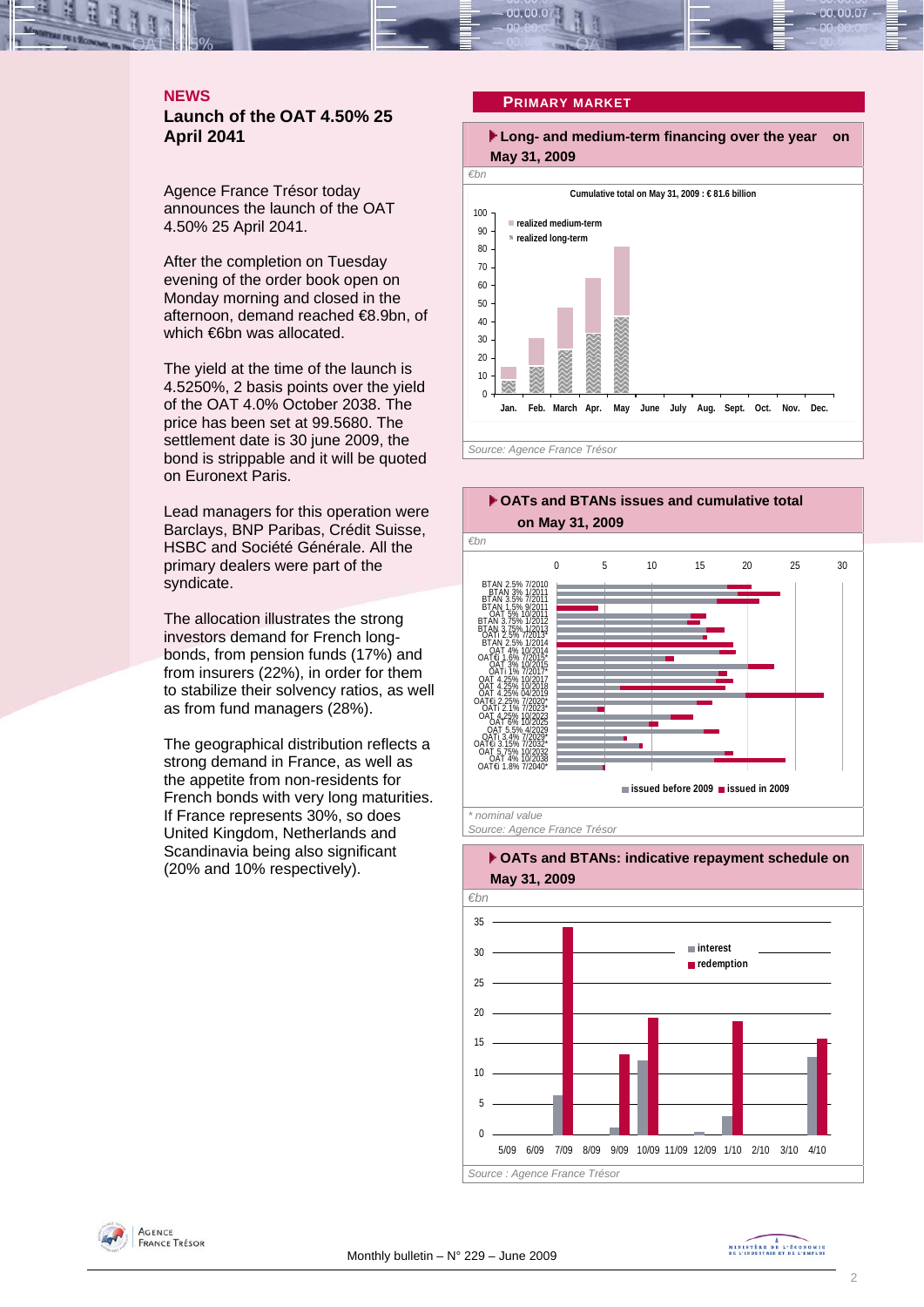## NEWS

### Launch of the OAT 4.50% 25 April 2041

Agence France Trésor today announces the launch of the OAT 4.50% 25 April 2041.

After the completion on Tuesday evening of the order book open on Monday morning and closed in the afternoon, demand reached €8.9bn, of which €6bn was allocated.

The yield at the time of the launch is 4.5250%, 2 basis points over the yield of the OAT 4.0% October 2038. The price has been set at 99.5680. The settlement date is 30 june 2009, the bond is strippable and it will be quoted on Euronext Paris.

Lead managers for this operation were Barclays, BNP Paribas, Crédit Suisse, HSBC and Société Générale. All the primary dealers were part of the syndicate.

The allocation illustrates the strong investors demand for French long-bonds, from pension funds (17%) and from insurers (22%), in order for them to stabilize their solvency ratios, as well as from fund managers (28%).

The geographical distribution reflects a strong demand in France, as well as the appetite from non-residents for French bonds with very long maturities. If France represents 30%, so does United Kingdom, Netherlands and Scandinavia being also significant (20% and 10% respectively).

## PRIMARY MARKET

### Long- and medium-term financing over the year on May 31, 2009

€bn

Cumulative total on May 31, 2009 : € 81.6 billion

- realized medium-term
- realized long-term

Jan. Feb. March Apr. May June July Aug. Sept. Oct. Nov. Dec.

*Source: Agence France Trésor*

### OATs and BTANs issues and cumulative total on May 31, 2009

€bn

BTAN 2.5% 7/2010, BTAN 3% 1/2011, BTAN 3.5% 7/2011, BTAN 1.5% 9/2011, OAT 5% 10/2011, BTAN 3.75% 1/2012, BTAN 3.75% 1/2013, OATi 2.5% 7/2013*, BTAN 2.5% 1/2014, OAT 4% 10/2014, OAT€i 1.6% 7/2015*, OAT 3% 10/2015, OATi 1% 7/2017*, OAT 4.25% 10/2017, OAT 4.25% 10/2018, OAT 4.25% 04/2019, OAT€i 2.25% 7/2020*, OATi 2.1% 7/2023*, OAT 4.25% 10/2023, OAT 6% 10/2025, OAT 5.5% 4/2029, OATi 3.4% 7/2029*, OAT€i 3.15% 7/2032*, OAT 5.75% 10/2032, OAT 4% 10/2038, OAT€i 1.8% 7/2040*

- issued before 2009
- issued in 2009

*\* nominal value*

*Source: Agence France Trésor*

### OATs and BTANs: indicative repayment schedule on May 31, 2009

€bn

- interest
- redemption

5/09 6/09 7/09 8/09 9/09 10/09 11/09 12/09 1/10 2/10 3/10 4/10

*Source : Agence France Trésor*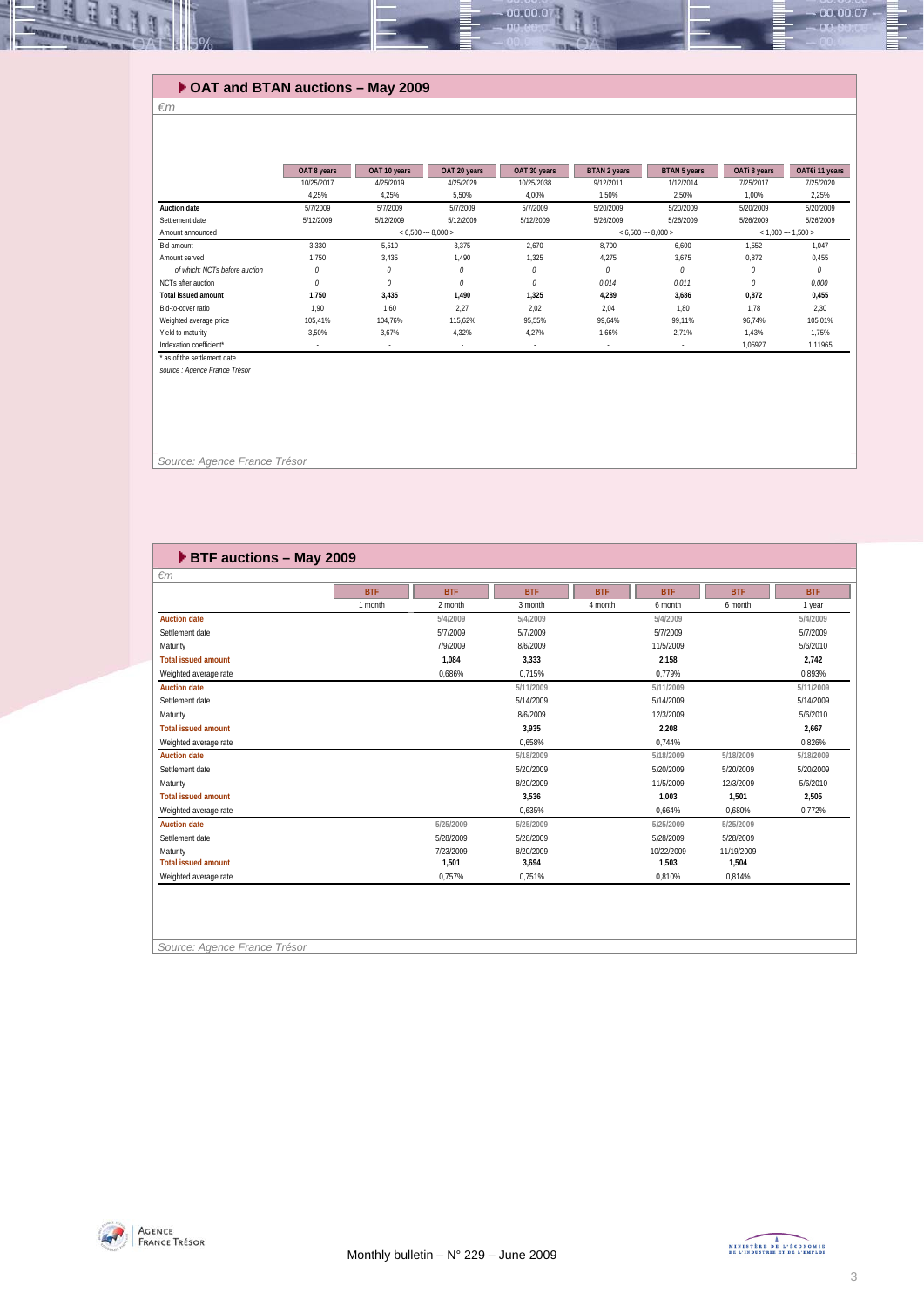## OAT and BTAN auctions – May 2009

*€m*

| | OAT 8 years | OAT 10 years | OAT 20 years | OAT 30 years | BTAN 2 years | BTAN 5 years | OATi 8 years | OAT€i 11 years |
|---|---|---|---|---|---|---|---|---|
| | 10/25/2017 | 4/25/2019 | 4/25/2029 | 10/25/2038 | 9/12/2011 | 1/12/2014 | 7/25/2017 | 7/25/2020 |
| | 4,25% | 4,25% | 5,50% | 4,00% | 1,50% | 2,50% | 1,00% | 2,25% |
| **Auction date** | 5/7/2009 | 5/7/2009 | 5/7/2009 | 5/7/2009 | 5/20/2009 | 5/20/2009 | 5/20/2009 | 5/20/2009 |
| Settlement date | 5/12/2009 | 5/12/2009 | 5/12/2009 | 5/12/2009 | 5/26/2009 | 5/26/2009 | 5/26/2009 | 5/26/2009 |
| Amount announced | < 6,500 --- 8,000 > | | | | < 6,500 --- 8,000 > | | < 1,000 --- 1,500 > | |
| Bid amount | 3,330 | 5,510 | 3,375 | 2,670 | 8,700 | 6,600 | 1,552 | 1,047 |
| Amount served | 1,750 | 3,435 | 1,490 | 1,325 | 4,275 | 3,675 | 0,872 | 0,455 |
| *of which: NCTs before auction* | *0* | *0* | *0* | *0* | *0* | *0* | *0* | *0* |
| NCTs after auction | *0* | *0* | *0* | *0* | *0,014* | *0,011* | *0* | *0,000* |
| **Total issued amount** | **1,750** | **3,435** | **1,490** | **1,325** | **4,289** | **3,686** | **0,872** | **0,455** |
| Bid-to-cover ratio | 1,90 | 1,60 | 2,27 | 2,02 | 2,04 | 1,80 | 1,78 | 2,30 |
| Weighted average price | 105,41% | 104,76% | 115,62% | 95,55% | 99,64% | 99,11% | 96,74% | 105,01% |
| Yield to maturity | 3,50% | 3,67% | 4,32% | 4,27% | 1,66% | 2,71% | 1,43% | 1,75% |
| Indexation coefficient* | - | - | - | - | - | - | 1,05927 | 1,11965 |

\* as of the settlement date

*source : Agence France Trésor*

*Source: Agence France Trésor*

## BTF auctions – May 2009

*€m*

| | BTF | BTF | BTF | BTF | BTF | BTF | BTF |
|---|---|---|---|---|---|---|---|
| | 1 month | 2 month | 3 month | 4 month | 6 month | 6 month | 1 year |
| **Auction date** | | 5/4/2009 | 5/4/2009 | | 5/4/2009 | | 5/4/2009 |
| Settlement date | | 5/7/2009 | 5/7/2009 | | 5/7/2009 | | 5/7/2009 |
| Maturity | | 7/9/2009 | 8/6/2009 | | 11/5/2009 | | 5/6/2010 |
| **Total issued amount** | | **1,084** | **3,333** | | **2,158** | | **2,742** |
| Weighted average rate | | 0,686% | 0,715% | | 0,779% | | 0,893% |
| **Auction date** | | | 5/11/2009 | | 5/11/2009 | | 5/11/2009 |
| Settlement date | | | 5/14/2009 | | 5/14/2009 | | 5/14/2009 |
| Maturity | | | 8/6/2009 | | 12/3/2009 | | 5/6/2010 |
| **Total issued amount** | | | **3,935** | | **2,208** | | **2,667** |
| Weighted average rate | | | 0,658% | | 0,744% | | 0,826% |
| **Auction date** | | | 5/18/2009 | | 5/18/2009 | 5/18/2009 | 5/18/2009 |
| Settlement date | | | 5/20/2009 | | 5/20/2009 | 5/20/2009 | 5/20/2009 |
| Maturity | | | 8/20/2009 | | 11/5/2009 | 12/3/2009 | 5/6/2010 |
| **Total issued amount** | | | **3,536** | | **1,003** | **1,501** | **2,505** |
| Weighted average rate | | | 0,635% | | 0,664% | 0,680% | 0,772% |
| **Auction date** | | 5/25/2009 | 5/25/2009 | | 5/25/2009 | 5/25/2009 | |
| Settlement date | | 5/28/2009 | 5/28/2009 | | 5/28/2009 | 5/28/2009 | |
| Maturity | | 7/23/2009 | 8/20/2009 | | 10/22/2009 | 11/19/2009 | |
| **Total issued amount** | | **1,501** | **3,694** | | **1,503** | **1,504** | |
| Weighted average rate | | 0,757% | 0,751% | | 0,810% | 0,814% | |

*Source: Agence France Trésor*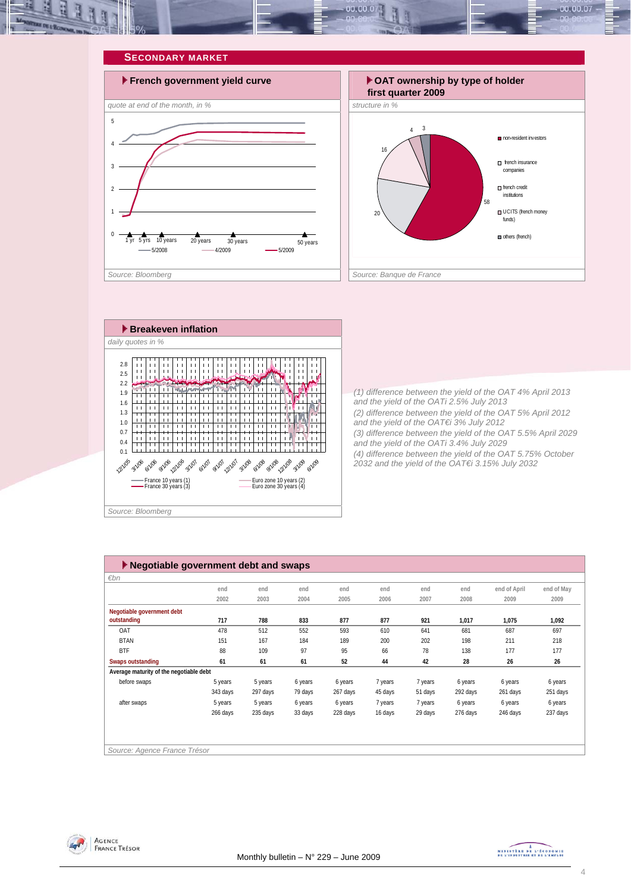## SECONDARY MARKET

### French government yield curve

*quote at end of the month, in %*

Source: Bloomberg

### OAT ownership by type of holder first quarter 2009

*structure in %*

- non-resident investors: 58
- french insurance companies: 20
- french credit institutions: 16
- UCITS (french money funds): 4
- others (french): 3

Source: Banque de France

### Breakeven inflation

*daily quotes in %*

Source: Bloomberg

(1) difference between the yield of the OAT 4% April 2013 and the yield of the OATi 2.5% July 2013
(2) difference between the yield of the OAT 5% April 2012 and the yield of the OAT€i 3% July 2012
(3) difference between the yield of the OAT 5.5% April 2029 and the yield of the OATi 3.4% July 2029
(4) difference between the yield of the OAT 5.75% October 2032 and the yield of the OAT€i 3.15% July 2032

### Negotiable government debt and swaps

*€bn*

| | end 2002 | end 2003 | end 2004 | end 2005 | end 2006 | end 2007 | end 2008 | end of April 2009 | end of May 2009 |
|---|---|---|---|---|---|---|---|---|---|
| **Negotiable government debt outstanding** | **717** | **788** | **833** | **877** | **877** | **921** | **1,017** | **1,075** | **1,092** |
| OAT | 478 | 512 | 552 | 593 | 610 | 641 | 681 | 687 | 697 |
| BTAN | 151 | 167 | 184 | 189 | 200 | 202 | 198 | 211 | 218 |
| BTF | 88 | 109 | 97 | 95 | 66 | 78 | 138 | 177 | 177 |
| **Swaps outstanding** | **61** | **61** | **61** | **52** | **44** | **42** | **28** | **26** | **26** |
| **Average maturity of the negotiable debt** | | | | | | | | | |
| before swaps | 5 years 343 days | 5 years 297 days | 6 years 79 days | 6 years 267 days | 7 years 45 days | 7 years 51 days | 6 years 292 days | 6 years 261 days | 6 years 251 days |
| after swaps | 5 years 266 days | 5 years 235 days | 6 years 33 days | 6 years 228 days | 7 years 16 days | 7 years 29 days | 6 years 276 days | 6 years 246 days | 6 years 237 days |

Source: Agence France Trésor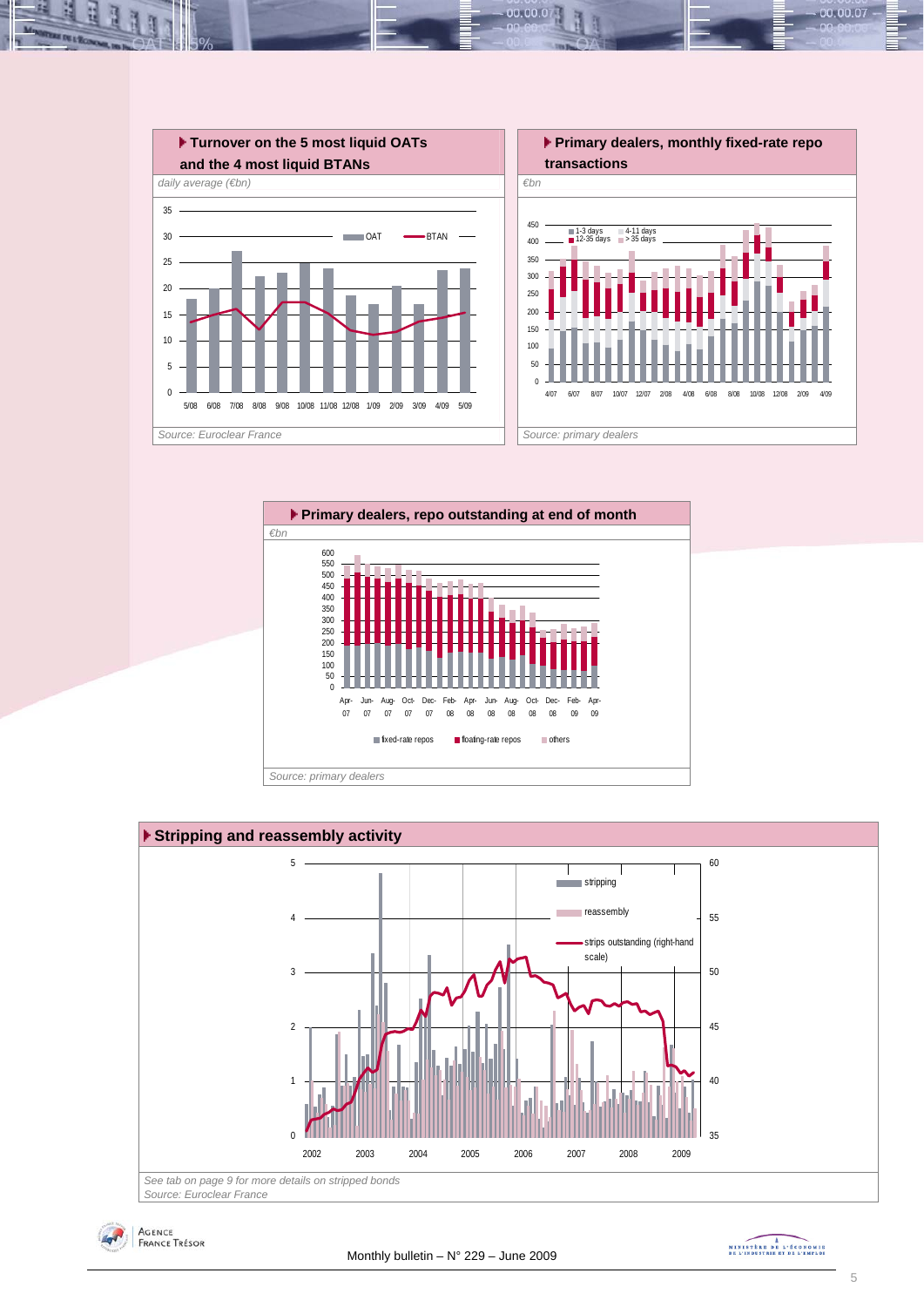### Turnover on the 5 most liquid OATs and the 4 most liquid BTANs

*daily average (€bn)*

*Source: Euroclear France*

### Primary dealers, monthly fixed-rate repo transactions

*€bn*

*Source: primary dealers*

### Primary dealers, repo outstanding at end of month

*€bn*

*Source: primary dealers*

### Stripping and reassembly activity

*See tab on page 9 for more details on stripped bonds*

*Source: Euroclear France*

Monthly bulletin – N° 229 – June 2009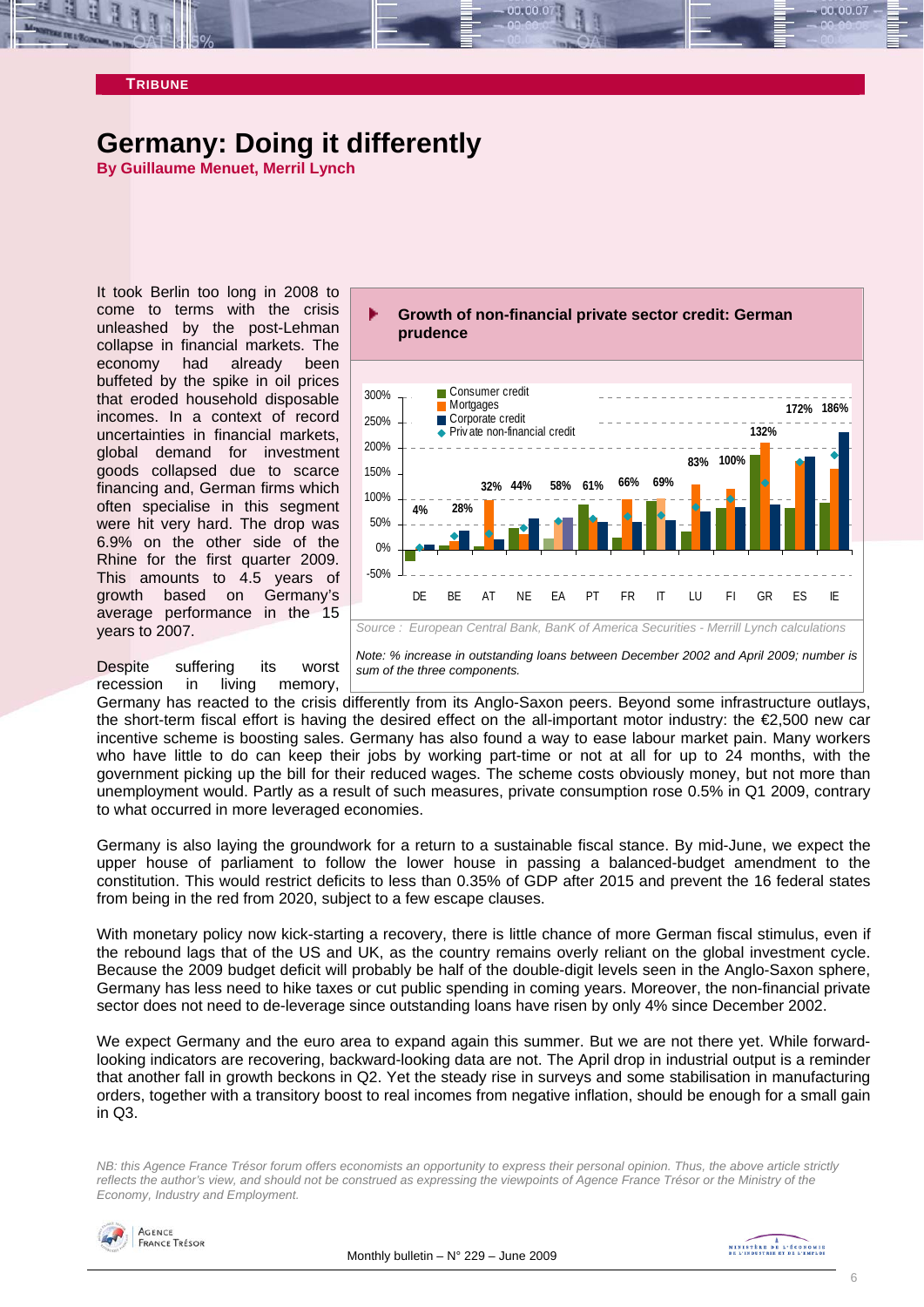**TRIBUNE**

# Germany: Doing it differently

**By Guillaume Menuet, Merril Lynch**

It took Berlin too long in 2008 to come to terms with the crisis unleashed by the post-Lehman collapse in financial markets. The economy had already been buffeted by the spike in oil prices that eroded household disposable incomes. In a context of record uncertainties in financial markets, global demand for investment goods collapsed due to scarce financing and, German firms which often specialise in this segment were hit very hard. The drop was 6.9% on the other side of the Rhine for the first quarter 2009. This amounts to 4.5 years of growth based on Germany's average performance in the 15 years to 2007.

**Growth of non-financial private sector credit: German prudence**

| | DE | BE | AT | NE | EA | PT | FR | IT | LU | FI | GR | ES | IE |
|---|---|---|---|---|---|---|---|---|---|---|---|---|---|
| Private non-financial credit | 4% | 28% | 32% | 44% | 58% | 61% | 66% | 69% | 83% | 100% | 132% | 172% | 186% |

Legend: Consumer credit; Mortgages; Corporate credit; Private non-financial credit

*Source : European Central Bank, BanK of America Securities - Merrill Lynch calculations*

*Note: % increase in outstanding loans between December 2002 and April 2009; number is sum of the three components.*

Despite suffering its worst recession in living memory, Germany has reacted to the crisis differently from its Anglo-Saxon peers. Beyond some infrastructure outlays, the short-term fiscal effort is having the desired effect on the all-important motor industry: the €2,500 new car incentive scheme is boosting sales. Germany has also found a way to ease labour market pain. Many workers who have little to do can keep their jobs by working part-time or not at all for up to 24 months, with the government picking up the bill for their reduced wages. The scheme costs obviously money, but not more than unemployment would. Partly as a result of such measures, private consumption rose 0.5% in Q1 2009, contrary to what occurred in more leveraged economies.

Germany is also laying the groundwork for a return to a sustainable fiscal stance. By mid-June, we expect the upper house of parliament to follow the lower house in passing a balanced-budget amendment to the constitution. This would restrict deficits to less than 0.35% of GDP after 2015 and prevent the 16 federal states from being in the red from 2020, subject to a few escape clauses.

With monetary policy now kick-starting a recovery, there is little chance of more German fiscal stimulus, even if the rebound lags that of the US and UK, as the country remains overly reliant on the global investment cycle. Because the 2009 budget deficit will probably be half of the double-digit levels seen in the Anglo-Saxon sphere, Germany has less need to hike taxes or cut public spending in coming years. Moreover, the non-financial private sector does not need to de-leverage since outstanding loans have risen by only 4% since December 2002.

We expect Germany and the euro area to expand again this summer. But we are not there yet. While forward-looking indicators are recovering, backward-looking data are not. The April drop in industrial output is a reminder that another fall in growth beckons in Q2. Yet the steady rise in surveys and some stabilisation in manufacturing orders, together with a transitory boost to real incomes from negative inflation, should be enough for a small gain in Q3.

*NB: this Agence France Trésor forum offers economists an opportunity to express their personal opinion. Thus, the above article strictly reflects the author's view, and should not be construed as expressing the viewpoints of Agence France Trésor or the Ministry of the Economy, Industry and Employment.*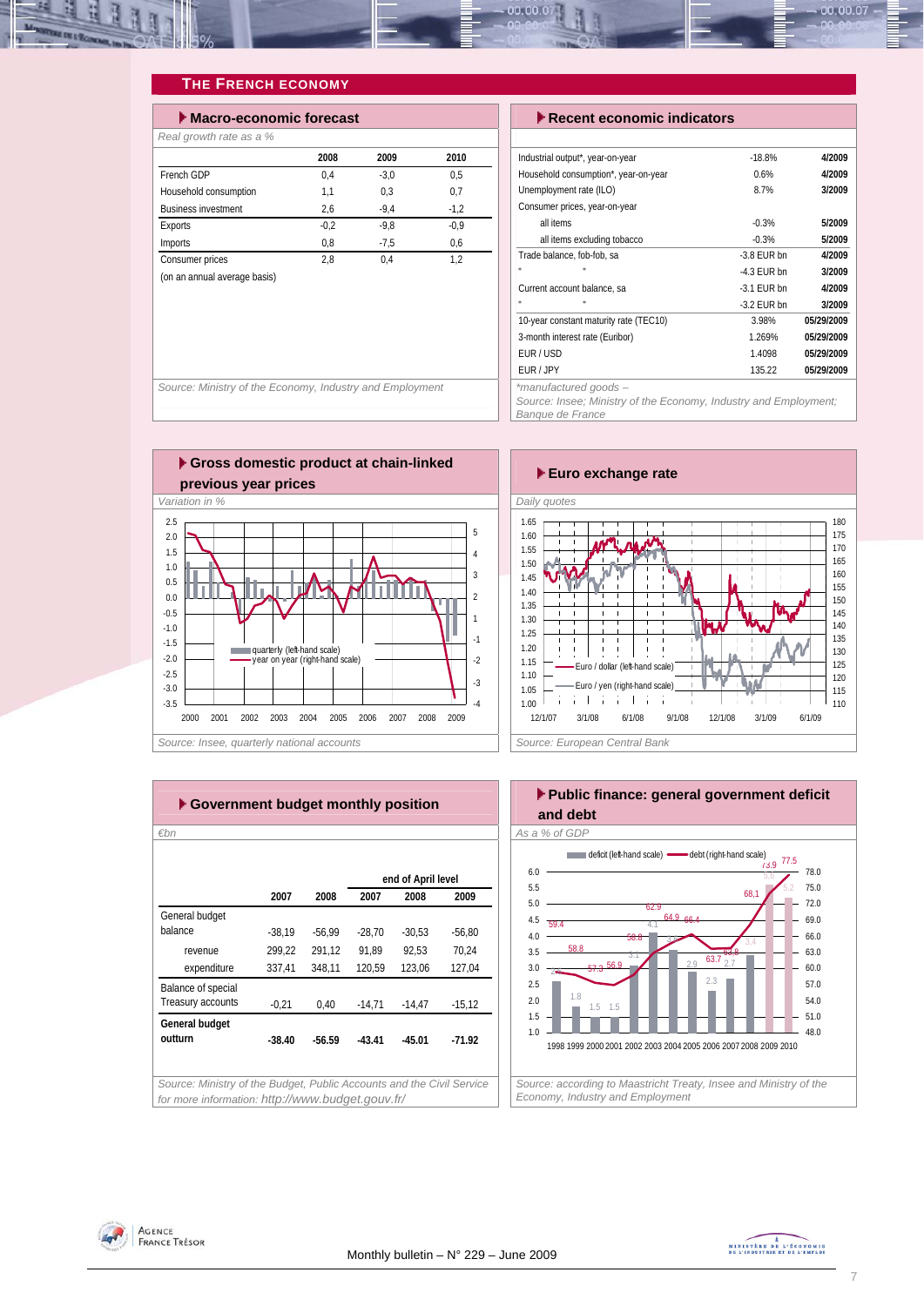# THE FRENCH ECONOMY

## Macro-economic forecast

*Real growth rate as a %*

| | 2008 | 2009 | 2010 |
|---|---|---|---|
| French GDP | 0,4 | -3,0 | 0,5 |
| Household consumption | 1,1 | 0,3 | 0,7 |
| Business investment | 2,6 | -9,4 | -1,2 |
| Exports | -0,2 | -9,8 | -0,9 |
| Imports | 0,8 | -7,5 | 0,6 |
| Consumer prices | 2,8 | 0,4 | 1,2 |
| (on an annual average basis) | | | |

*Source: Ministry of the Economy, Industry and Employment*

## Recent economic indicators

| | | |
|---|---|---|
| Industrial output*, year-on-year | -18.8% | 4/2009 |
| Household consumption*, year-on-year | 0.6% | 4/2009 |
| Unemployment rate (ILO) | 8.7% | 3/2009 |
| Consumer prices, year-on-year | | |
| all items | -0.3% | 5/2009 |
| all items excluding tobacco | -0.3% | 5/2009 |
| Trade balance, fob-fob, sa | -3.8 EUR bn | 4/2009 |
| " " | -4.3 EUR bn | 3/2009 |
| Current account balance, sa | -3.1 EUR bn | 4/2009 |
| " " | -3.2 EUR bn | 3/2009 |
| 10-year constant maturity rate (TEC10) | 3.98% | 05/29/2009 |
| 3-month interest rate (Euribor) | 1.269% | 05/29/2009 |
| EUR / USD | 1.4098 | 05/29/2009 |
| EUR / JPY | 135.22 | 05/29/2009 |

*manufactured goods –
*Source: Insee; Ministry of the Economy, Industry and Employment; Banque de France*

## Gross domestic product at chain-linked previous year prices

*Variation in %*

*Source: Insee, quarterly national accounts*

## Euro exchange rate

*Daily quotes*

*Source: European Central Bank*

## Government budget monthly position

*€bn*

| | 2007 | 2008 | end of April level 2007 | 2008 | 2009 |
|---|---|---|---|---|---|
| General budget balance | -38,19 | -56,99 | -28,70 | -30,53 | -56,80 |
| revenue | 299,22 | 291,12 | 91,89 | 92,53 | 70,24 |
| expenditure | 337,41 | 348,11 | 120,59 | 123,06 | 127,04 |
| Balance of special Treasury accounts | -0,21 | 0,40 | -14,71 | -14,47 | -15,12 |
| **General budget outturn** | **-38.40** | **-56.59** | **-43.41** | **-45.01** | **-71.92** |

*Source: Ministry of the Budget, Public Accounts and the Civil Service*
*for more information: http://www.budget.gouv.fr/*

## Public finance: general government deficit and debt

*As a % of GDP*

*Source: according to Maastricht Treaty, Insee and Ministry of the Economy, Industry and Employment*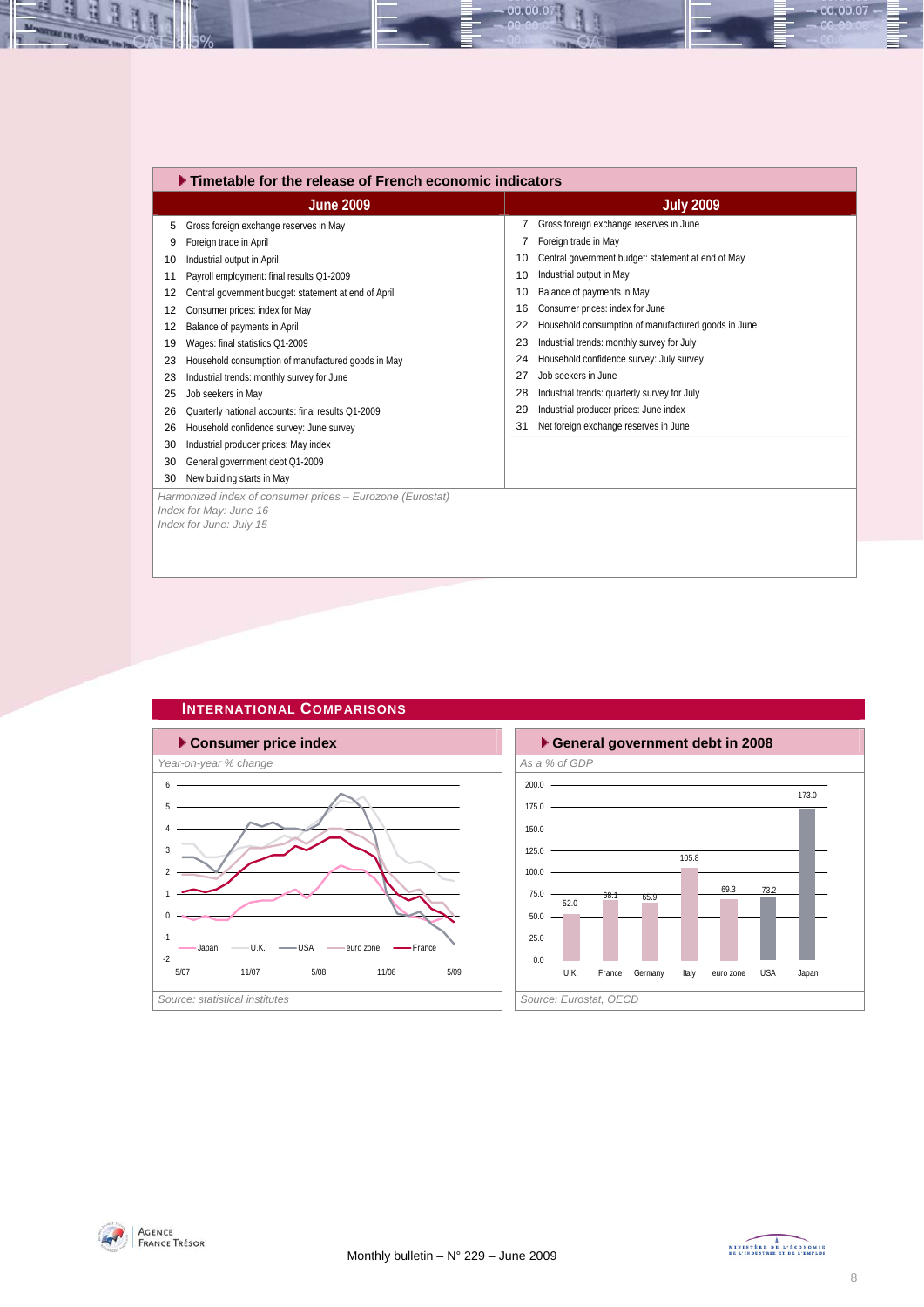## Timetable for the release of French economic indicators

| June 2009 | | July 2009 | |
|---|---|---|---|
| 5 | Gross foreign exchange reserves in May | 7 | Gross foreign exchange reserves in June |
| 9 | Foreign trade in April | 7 | Foreign trade in May |
| 10 | Industrial output in April | 10 | Central government budget: statement at end of May |
| 11 | Payroll employment: final results Q1-2009 | 10 | Industrial output in May |
| 12 | Central government budget: statement at end of April | 10 | Balance of payments in May |
| 12 | Consumer prices: index for May | 16 | Consumer prices: index for June |
| 12 | Balance of payments in April | 22 | Household consumption of manufactured goods in June |
| 19 | Wages: final statistics Q1-2009 | 23 | Industrial trends: monthly survey for July |
| 23 | Household consumption of manufactured goods in May | 24 | Household confidence survey: July survey |
| 23 | Industrial trends: monthly survey for June | 27 | Job seekers in June |
| 25 | Job seekers in May | 28 | Industrial trends: quarterly survey for July |
| 26 | Quarterly national accounts: final results Q1-2009 | 29 | Industrial producer prices: June index |
| 26 | Household confidence survey: June survey | 31 | Net foreign exchange reserves in June |
| 30 | Industrial producer prices: May index | | |
| 30 | General government debt Q1-2009 | | |
| 30 | New building starts in May | | |

*Harmonized index of consumer prices – Eurozone (Eurostat)*
*Index for May: June 16*
*Index for June: July 15*

## International Comparisons

### Consumer price index

*Year-on-year % change*

*Source: statistical institutes*

### General government debt in 2008

*As a % of GDP*

| U.K. | France | Germany | Italy | euro zone | USA | Japan |
|---|---|---|---|---|---|---|
| 52.0 | 68.1 | 65.9 | 105.8 | 69.3 | 73.2 | 173.0 |

*Source: Eurostat, OECD*

Monthly bulletin – N° 229 – June 2009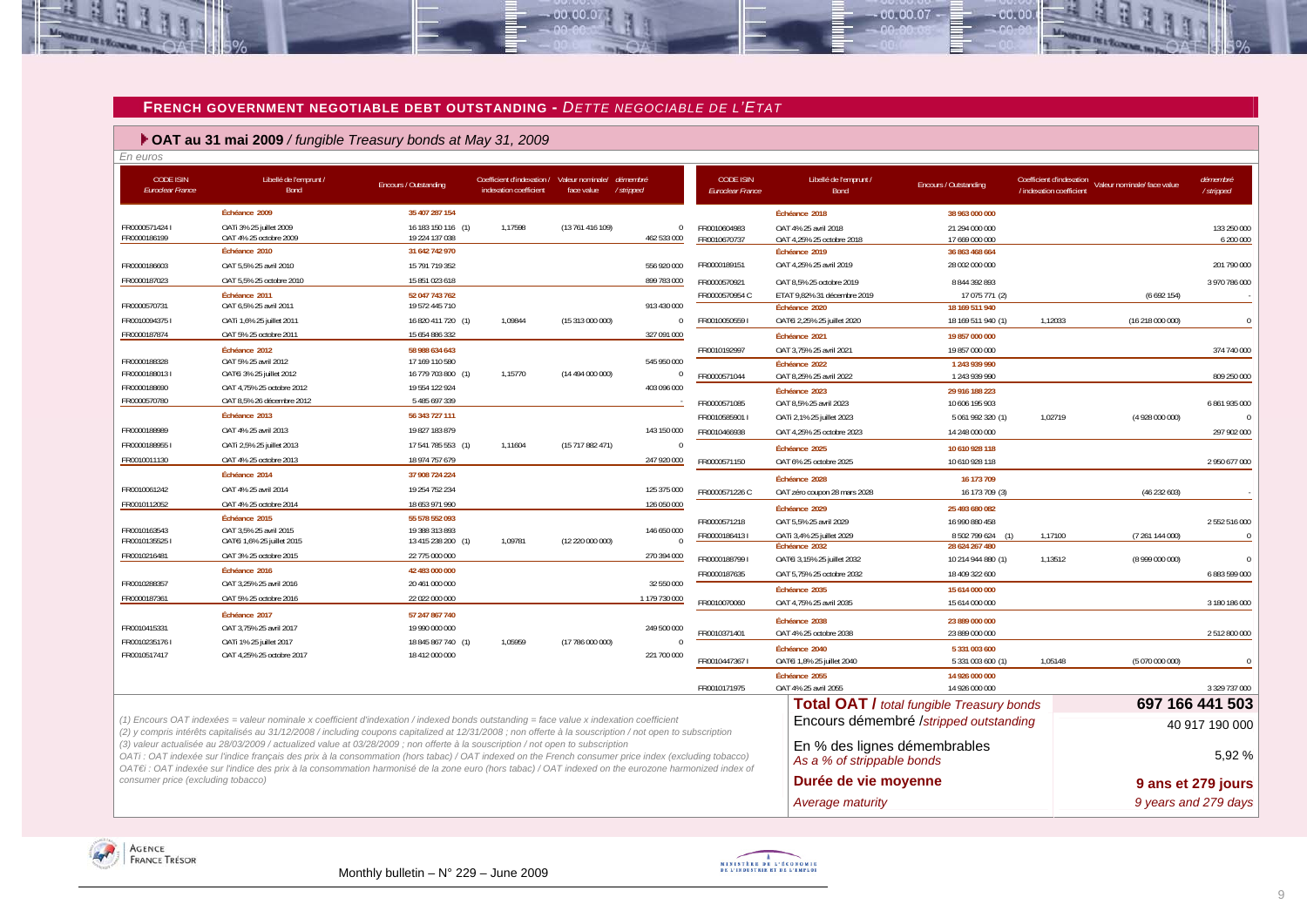## FRENCH GOVERNMENT NEGOTIABLE DEBT OUTSTANDING - *DETTE NEGOCIABLE DE L'ETAT*

### OAT au 31 mai 2009 */ fungible Treasury bonds at May 31, 2009*

*En euros*

| CODE ISIN *Euroclear France* | Libellé de l'emprunt / Bond | Encours / Outstanding | Coefficient d'indexation / indexation coefficient | Valeur nominale/ face value | démembré / stripped |
|---|---|---|---|---|---|
| | **Échéance 2009** | **35 407 287 154** | | | |
| FR0000571424 I | OATi 3% 25 juillet 2009 | 16 183 150 116 (1) | 1,17598 | (13 761 416 109) | 0 |
| FR0000186199 | OAT 4% 25 octobre 2009 | 19 224 137 038 | | | 462 533 000 |
| | **Échéance 2010** | **31 642 742 970** | | | |
| FR0000186603 | OAT 5,5% 25 avril 2010 | 15 791 719 352 | | | 556 920 000 |
| FR0000187023 | OAT 5,5% 25 octobre 2010 | 15 851 023 618 | | | 899 783 000 |
| | **Échéance 2011** | **52 047 743 762** | | | |
| FR0000570731 | OAT 6,5% 25 avril 2011 | 19 572 445 710 | | | 913 430 000 |
| FR0010094375 I | OATi 1,6% 25 juillet 2011 | 16 820 411 720 (1) | 1,09844 | (15 313 000 000) | 0 |
| FR0000187874 | OAT 5% 25 octobre 2011 | 15 654 886 332 | | | 327 091 000 |
| | **Échéance 2012** | **58 988 634 643** | | | |
| FR0000188328 | OAT 5% 25 avril 2012 | 17 169 110 580 | | | 545 950 000 |
| FR0000188013 I | OAT€i 3% 25 juillet 2012 | 16 779 703 800 (1) | 1,15770 | (14 494 000 000) | 0 |
| FR0000188690 | OAT 4,75% 25 octobre 2012 | 19 554 122 924 | | | 403 096 000 |
| FR0000570780 | OAT 8,5% 26 décembre 2012 | 5 485 697 339 | | | - |
| | **Échéance 2013** | **56 343 727 111** | | | |
| FR0000188989 | OAT 4% 25 avril 2013 | 19 827 183 879 | | | 143 150 000 |
| FR0000188955 I | OATi 2,5% 25 juillet 2013 | 17 541 785 553 (1) | 1,11604 | (15 717 882 471) | 0 |
| FR0010011130 | OAT 4% 25 octobre 2013 | 18 974 757 679 | | | 247 920 000 |
| | **Échéance 2014** | **37 908 724 224** | | | |
| FR0010061242 | OAT 4% 25 avril 2014 | 19 254 752 234 | | | 125 375 000 |
| FR0010112052 | OAT 4% 25 octobre 2014 | 18 653 971 990 | | | 126 050 000 |
| | **Échéance 2015** | **55 578 552 093** | | | |
| FR0010163543 | OAT 3,5% 25 avril 2015 | 19 388 313 893 | | | 146 650 000 |
| FR0010135525 I | OAT€i 1,6% 25 juillet 2015 | 13 415 238 200 (1) | 1,09781 | (12 220 000 000) | 0 |
| FR0010216481 | OAT 3% 25 octobre 2015 | 22 775 000 000 | | | 270 394 000 |
| | **Échéance 2016** | **42 483 000 000** | | | |
| FR0010288357 | OAT 3,25% 25 avril 2016 | 20 461 000 000 | | | 32 550 000 |
| FR0000187361 | OAT 5% 25 octobre 2016 | 22 022 000 000 | | | 1 179 730 000 |
| | **Échéance 2017** | **57 247 867 740** | | | |
| FR0010415331 | OAT 3,75% 25 avril 2017 | 19 990 000 000 | | | 249 500 000 |
| FR0010235176 I | OATi 1% 25 juillet 2017 | 18 845 867 740 (1) | 1,05959 | (17 786 000 000) | 0 |
| FR0010517417 | OAT 4,25% 25 octobre 2017 | 18 412 000 000 | | | 221 700 000 |
| | **Échéance 2018** | **38 963 000 000** | | | |
| FR0010604983 | OAT 4% 25 avril 2018 | 21 294 000 000 | | | 133 250 000 |
| FR0010670737 | OAT 4,25% 25 octobre 2018 | 17 669 000 000 | | | 6 200 000 |
| | **Échéance 2019** | **36 863 468 664** | | | |
| FR0000189151 | OAT 4,25% 25 avril 2019 | 28 002 000 000 | | | 201 790 000 |
| FR0000570921 | OAT 8,5% 25 octobre 2019 | 8 844 392 893 | | | 3 970 786 000 |
| FR0000570954 C | ETAT 9,82% 31 décembre 2019 | 17 075 771 (2) | | (6 692 154) | - |
| | **Échéance 2020** | **18 169 511 940** | | | |
| FR0010050559 I | OAT€i 2,25% 25 juillet 2020 | 18 169 511 940 (1) | 1,12033 | (16 218 000 000) | 0 |
| | **Échéance 2021** | **19 857 000 000** | | | |
| FR0010192997 | OAT 3,75% 25 avril 2021 | 19 857 000 000 | | | 374 740 000 |
| | **Échéance 2022** | **1 243 939 990** | | | |
| FR0000571044 | OAT 8,25% 25 avril 2022 | 1 243 939 990 | | | 809 250 000 |
| | **Échéance 2023** | **29 916 188 223** | | | |
| FR0000571085 | OAT 8,5% 25 avril 2023 | 10 606 195 903 | | | 6 861 935 000 |
| FR0010585901 I | OATi 2,1% 25 juillet 2023 | 5 061 992 320 (1) | 1,02719 | (4 928 000 000) | 0 |
| FR0010466938 | OAT 4,25% 25 octobre 2023 | 14 248 000 000 | | | 297 902 000 |
| | **Échéance 2025** | **10 610 928 118** | | | |
| FR0000571150 | OAT 6% 25 octobre 2025 | 10 610 928 118 | | | 2 950 677 000 |
| | **Échéance 2028** | **16 173 709** | | | |
| FR0000571226 C | OAT zéro coupon 28 mars 2028 | 16 173 709 (3) | | (46 232 603) | - |
| | **Échéance 2029** | **25 493 680 082** | | | |
| FR0000571218 | OAT 5,5% 25 avril 2029 | 16 990 880 458 | | | 2 552 516 000 |
| FR0000186413 I | OATi 3,4% 25 juillet 2029 | 8 502 799 624 (1) | 1,17100 | (7 261 144 000) | 0 |
| | **Échéance 2032** | **28 624 267 480** | | | |
| FR0000188799 I | OAT€i 3,15% 25 juillet 2032 | 10 214 944 880 (1) | 1,13512 | (8 999 000 000) | 0 |
| FR0000187635 | OAT 5,75% 25 octobre 2032 | 18 409 322 600 | | | 6 883 599 000 |
| | **Échéance 2035** | **15 614 000 000** | | | |
| FR0010070060 | OAT 4,75% 25 avril 2035 | 15 614 000 000 | | | 3 180 186 000 |
| | **Échéance 2038** | **23 889 000 000** | | | |
| FR0010371401 | OAT 4% 25 octobre 2038 | 23 889 000 000 | | | 2 512 800 000 |
| | **Échéance 2040** | **5 331 003 600** | | | |
| FR0010447367 I | OAT€i 1,8% 25 juillet 2040 | 5 331 003 600 (1) | 1,05148 | (5 070 000 000) | 0 |
| | **Échéance 2055** | **14 926 000 000** | | | |
| FR0010171975 | OAT 4% 25 avril 2055 | 14 926 000 000 | | | 3 329 737 000 |

| | |
|---|---|
| **Total OAT /** *total fungible Treasury bonds* | **697 166 441 503** |
| Encours démembré /*stripped outstanding* | 40 917 190 000 |
| En % des lignes démembrables *As a % of strippable bonds* | 5,92 % |
| **Durée de vie moyenne** | **9 ans et 279 jours** |
| *Average maturity* | *9 years and 279 days* |

*(1) Encours OAT indexées = valeur nominale x coefficient d'indexation / indexed bonds outstanding = face value x indexation coefficient*
*(2) y compris intérêts capitalisés au 31/12/2008 / including coupons capitalized at 12/31/2008 ; non offerte à la souscription / not open to subscription*
*(3) valeur actualisée au 28/03/2009 / actualized value at 03/28/2009 ; non offerte à la souscription / not open to subscription*
*OATi : OAT indexée sur l'indice français des prix à la consommation (hors tabac) / OAT indexed on the French consumer price index (excluding tobacco)*
*OAT€i : OAT indexée sur l'indice des prix à la consommation harmonisé de la zone euro (hors tabac) / OAT indexed on the eurozone harmonized index of consumer price (excluding tobacco)*

Monthly bulletin – N° 229 – June 2009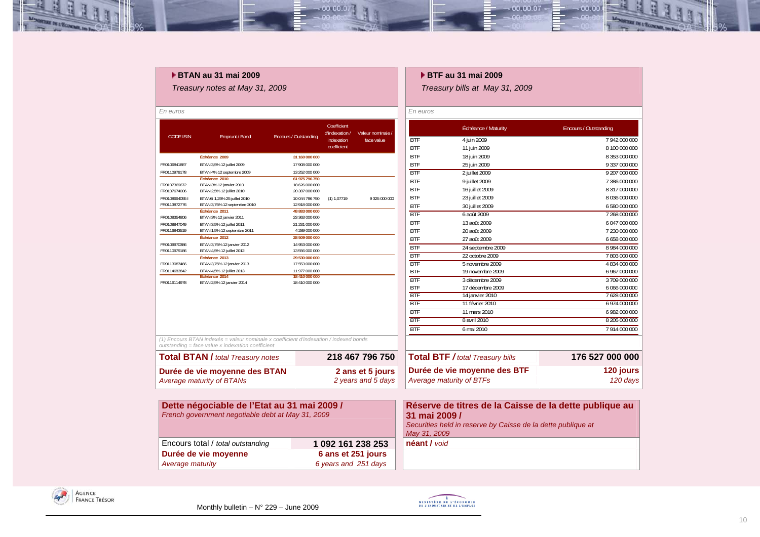## BTAN au 31 mai 2009

*Treasury notes at May 31, 2009*

*En euros*

| CODE ISIN | Emprunt / Bond | Encours / Outstanding | Coefficient d'indexation / indexation coefficient | Valeur nominale / face value |
|---|---|---|---|---|
| | **Échéance 2009** | **31 160 000 000** | | |
| FR0106841887 | BTAN 3,5% 12 juillet 2009 | 17 908 000 000 | | |
| FR0110979178 | BTAN 4% 12 septembre 2009 | 13 252 000 000 | | |
| | **Échéance 2010** | **61 975 796 750** | | |
| FR0107369672 | BTAN 3% 12 janvier 2010 | 18 626 000 000 | | |
| FR0107674006 | BTAN 2,5% 12 juillet 2010 | 20 387 000 000 | | |
| FR0108664055 I | BTAN€i 1,25% 25 juillet 2010 | 10 044 796 750 | (1) 1,07719 | 9 325 000 000 |
| FR0113872776 | BTAN 3,75% 12 septembre 2010 | 12 918 000 000 | | |
| | **Échéance 2011** | **48 883 000 000** | | |
| FR0108354806 | BTAN 3% 12 janvier 2011 | 23 363 000 000 | | |
| FR0108847049 | BTAN 3,5% 12 juillet 2011 | 21 231 000 000 | | |
| FR0116843519 | BTAN 1,5% 12 septembre 2011 | 4 289 000 000 | | |
| | **Échéance 2012** | **28 509 000 000** | | |
| FR0109970386 | BTAN 3,75% 12 janvier 2012 | 14 953 000 000 | | |
| FR0110979186 | BTAN 4,5% 12 juillet 2012 | 13 556 000 000 | | |
| | **Échéance 2013** | **29 530 000 000** | | |
| FR0113087466 | BTAN 3,75% 12 janvier 2013 | 17 553 000 000 | | |
| FR0114683842 | BTAN 4,5% 12 juillet 2013 | 11 977 000 000 | | |
| | **Échéance 2014** | **18 410 000 000** | | |
| FR0116114978 | BTAN 2,5% 12 janvier 2014 | 18 410 000 000 | | |

*(1) Encours BTAN indexés = valeur nominale x coefficient d'indexation / indexed bonds outstanding = face value x indexation coefficient*

| | |
|---|---|
| **Total BTAN /** *total Treasury notes* | **218 467 796 750** |
| **Durée de vie moyenne des BTAN** | **2 ans et 5 jours** |
| *Average maturity of BTANs* | *2 years and 5 days* |

## BTF au 31 mai 2009

*Treasury bills at May 31, 2009*

*En euros*

| | Échéance / Maturity | Encours / Outstanding |
|---|---|---|
| BTF | 4 juin 2009 | 7 942 000 000 |
| BTF | 11 juin 2009 | 8 100 000 000 |
| BTF | 18 juin 2009 | 8 353 000 000 |
| BTF | 25 juin 2009 | 9 337 000 000 |
| BTF | 2 juillet 2009 | 9 207 000 000 |
| BTF | 9 juillet 2009 | 7 386 000 000 |
| BTF | 16 juillet 2009 | 8 317 000 000 |
| BTF | 23 juillet 2009 | 8 036 000 000 |
| BTF | 30 juillet 2009 | 6 580 000 000 |
| BTF | 6 août 2009 | 7 268 000 000 |
| BTF | 13 août 2009 | 6 047 000 000 |
| BTF | 20 août 2009 | 7 230 000 000 |
| BTF | 27 août 2009 | 6 658 000 000 |
| BTF | 24 septembre 2009 | 8 984 000 000 |
| BTF | 22 octobre 2009 | 7 803 000 000 |
| BTF | 5 novembre 2009 | 4 834 000 000 |
| BTF | 19 novembre 2009 | 6 967 000 000 |
| BTF | 3 décembre 2009 | 3 709 000 000 |
| BTF | 17 décembre 2009 | 6 066 000 000 |
| BTF | 14 janvier 2010 | 7 628 000 000 |
| BTF | 11 février 2010 | 6 974 000 000 |
| BTF | 11 mars 2010 | 6 982 000 000 |
| BTF | 8 avril 2010 | 8 205 000 000 |
| BTF | 6 mai 2010 | 7 914 000 000 |

| | |
|---|---|
| **Total BTF /** *total Treasury bills* | **176 527 000 000** |
| **Durée de vie moyenne des BTF** | **120 jours** |
| *Average maturity of BTFs* | *120 days* |

## Dette négociable de l'Etat au 31 mai 2009 /

*French government negotiable debt at May 31, 2009*

| | |
|---|---|
| Encours total / *total outstanding* | **1 092 161 238 253** |
| **Durée de vie moyenne** | **6 ans et 251 jours** |
| *Average maturity* | *6 years and 251 days* |

## Réserve de titres de la Caisse de la dette publique au 31 mai 2009 /

*Securities held in reserve by Caisse de la dette publique at May 31, 2009*

**néant /** *void*

Monthly bulletin – N° 229 – June 2009